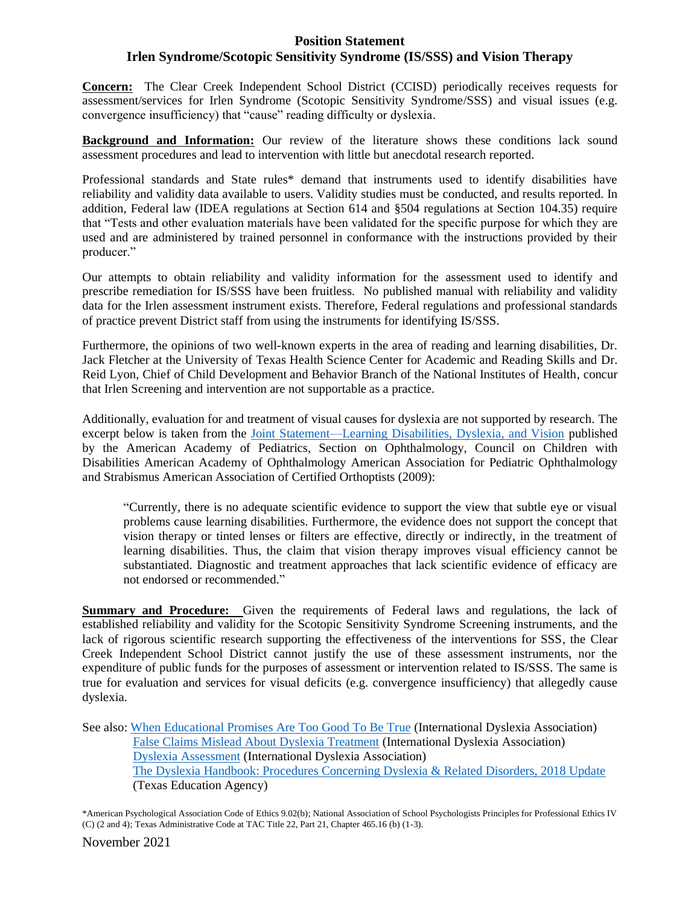# Position Statement
## Irlen Syndrome/Scotopic Sensitivity Syndrome (IS/SSS) and Vision Therapy

**Concern:** The Clear Creek Independent School District (CCISD) periodically receives requests for assessment/services for Irlen Syndrome (Scotopic Sensitivity Syndrome/SSS) and visual issues (e.g. convergence insufficiency) that "cause" reading difficulty or dyslexia.

**Background and Information:** Our review of the literature shows these conditions lack sound assessment procedures and lead to intervention with little but anecdotal research reported.

Professional standards and State rules* demand that instruments used to identify disabilities have reliability and validity data available to users. Validity studies must be conducted, and results reported. In addition, Federal law (IDEA regulations at Section 614 and §504 regulations at Section 104.35) require that "Tests and other evaluation materials have been validated for the specific purpose for which they are used and are administered by trained personnel in conformance with the instructions provided by their producer."

Our attempts to obtain reliability and validity information for the assessment used to identify and prescribe remediation for IS/SSS have been fruitless. No published manual with reliability and validity data for the Irlen assessment instrument exists. Therefore, Federal regulations and professional standards of practice prevent District staff from using the instruments for identifying IS/SSS.

Furthermore, the opinions of two well-known experts in the area of reading and learning disabilities, Dr. Jack Fletcher at the University of Texas Health Science Center for Academic and Reading Skills and Dr. Reid Lyon, Chief of Child Development and Behavior Branch of the National Institutes of Health, concur that Irlen Screening and intervention are not supportable as a practice.

Additionally, evaluation for and treatment of visual causes for dyslexia are not supported by research. The excerpt below is taken from the Joint Statement—Learning Disabilities, Dyslexia, and Vision published by the American Academy of Pediatrics, Section on Ophthalmology, Council on Children with Disabilities American Academy of Ophthalmology American Association for Pediatric Ophthalmology and Strabismus American Association of Certified Orthoptists (2009):

> "Currently, there is no adequate scientific evidence to support the view that subtle eye or visual problems cause learning disabilities. Furthermore, the evidence does not support the concept that vision therapy or tinted lenses or filters are effective, directly or indirectly, in the treatment of learning disabilities. Thus, the claim that vision therapy improves visual efficiency cannot be substantiated. Diagnostic and treatment approaches that lack scientific evidence of efficacy are not endorsed or recommended."

**Summary and Procedure:** Given the requirements of Federal laws and regulations, the lack of established reliability and validity for the Scotopic Sensitivity Syndrome Screening instruments, and the lack of rigorous scientific research supporting the effectiveness of the interventions for SSS, the Clear Creek Independent School District cannot justify the use of these assessment instruments, nor the expenditure of public funds for the purposes of assessment or intervention related to IS/SSS. The same is true for evaluation and services for visual deficits (e.g. convergence insufficiency) that allegedly cause dyslexia.

See also: When Educational Promises Are Too Good To Be True (International Dyslexia Association)
False Claims Mislead About Dyslexia Treatment (International Dyslexia Association)
Dyslexia Assessment (International Dyslexia Association)
The Dyslexia Handbook: Procedures Concerning Dyslexia & Related Disorders, 2018 Update (Texas Education Agency)

*American Psychological Association Code of Ethics 9.02(b); National Association of School Psychologists Principles for Professional Ethics IV (C) (2 and 4); Texas Administrative Code at TAC Title 22, Part 21, Chapter 465.16 (b) (1-3).

November 2021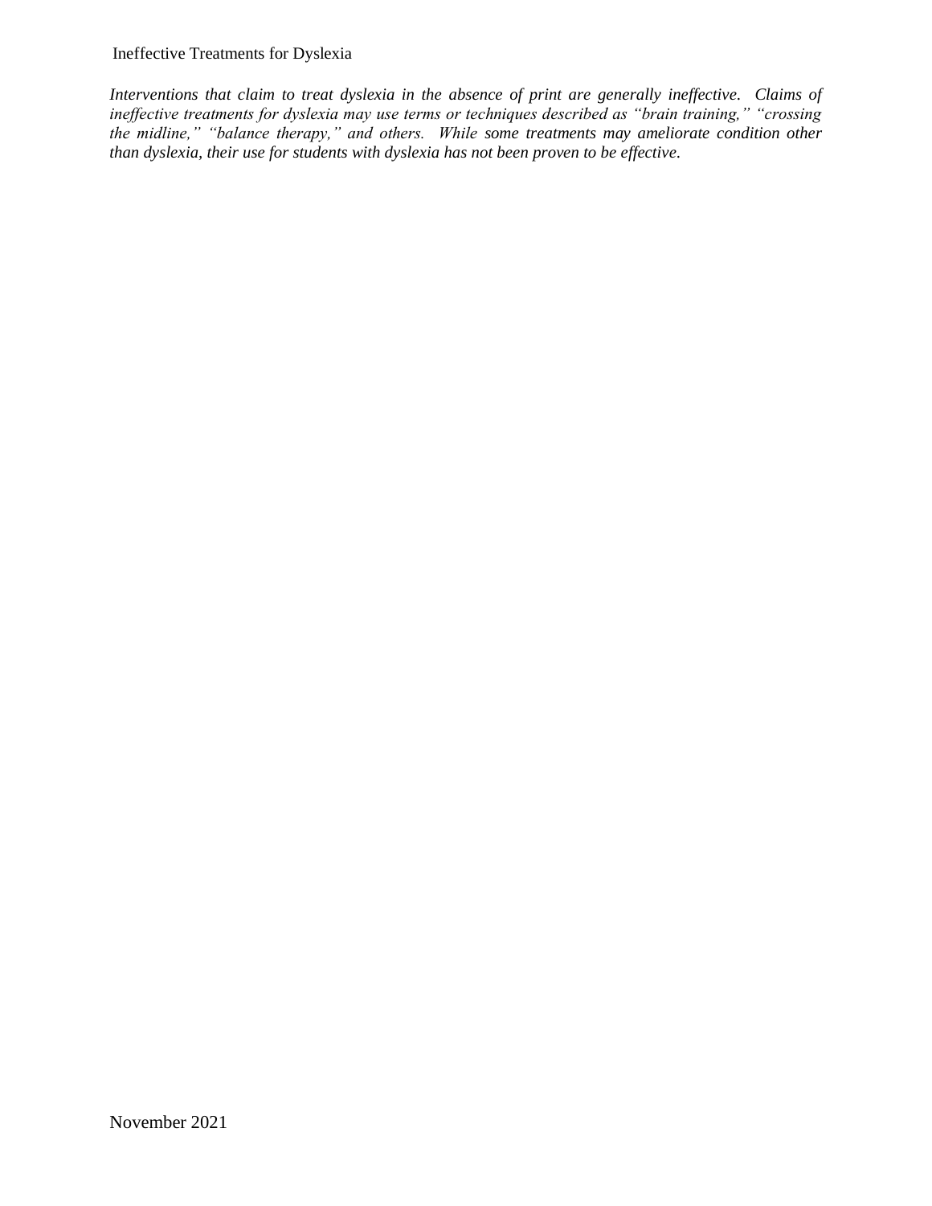Ineffective Treatments for Dyslexia

*Interventions that claim to treat dyslexia in the absence of print are generally ineffective. Claims of ineffective treatments for dyslexia may use terms or techniques described as "brain training," "crossing the midline," "balance therapy," and others. While some treatments may ameliorate condition other than dyslexia, their use for students with dyslexia has not been proven to be effective.*

November 2021